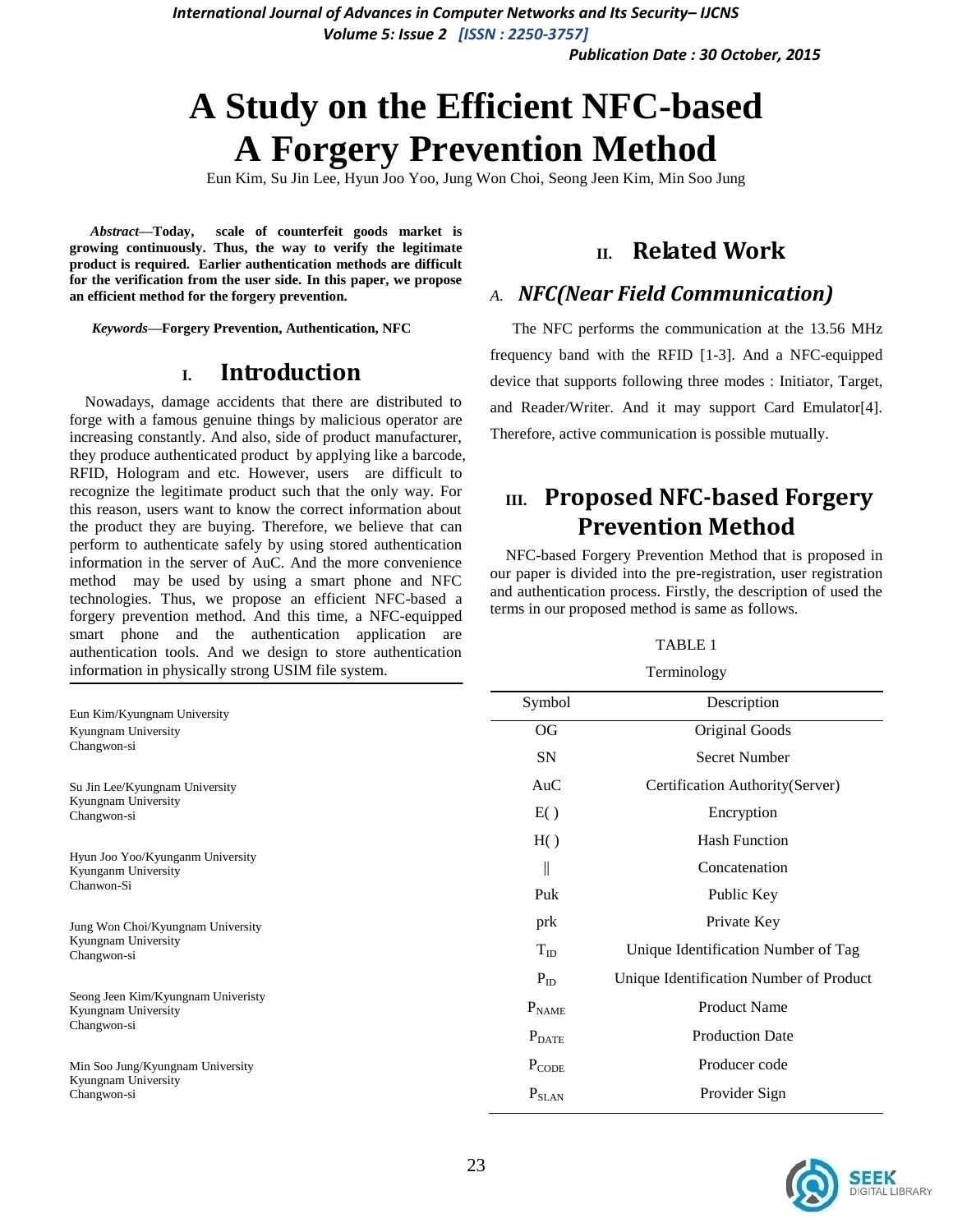# A Study on the Efficient NFC-based A Forgery Prevention Method

Eun Kim, Su Jin Lee, Hyun Joo Yoo, Jung Won Choi, Seong Jeen Kim, Min Soo Jung

***Abstract*—Today, scale of counterfeit goods market is growing continuously. Thus, the way to verify the legitimate product is required. Earlier authentication methods are difficult for the verification from the user side. In this paper, we propose an efficient method for the forgery prevention.**

***Keywords*—Forgery Prevention, Authentication, NFC**

## I. Introduction

Nowadays, damage accidents that there are distributed to forge with a famous genuine things by malicious operator are increasing constantly. And also, side of product manufacturer, they produce authenticated product by applying like a barcode, RFID, Hologram and etc. However, users are difficult to recognize the legitimate product such that the only way. For this reason, users want to know the correct information about the product they are buying. Therefore, we believe that can perform to authenticate safely by using stored authentication information in the server of AuC. And the more convenience method may be used by using a smart phone and NFC technologies. Thus, we propose an efficient NFC-based a forgery prevention method. And this time, a NFC-equipped smart phone and the authentication application are authentication tools. And we design to store authentication information in physically strong USIM file system.

Eun Kim/Kyungnam University
Kyungnam University
Changwon-si

Su Jin Lee/Kyungnam University
Kyungnam University
Changwon-si

Hyun Joo Yoo/Kyunganm University
Kyunganm University
Chanwon-Si

Jung Won Choi/Kyungnam University
Kyungnam University
Changwon-si

Seong Jeen Kim/Kyungnam Univeristy
Kyungnam University
Changwon-si

Min Soo Jung/Kyungnam University
Kyungnam University
Changwon-si

## II. Related Work

### A. *NFC(Near Field Communication)*

The NFC performs the communication at the 13.56 MHz frequency band with the RFID [1-3]. And a NFC-equipped device that supports following three modes : Initiator, Target, and Reader/Writer. And it may support Card Emulator[4]. Therefore, active communication is possible mutually.

## III. Proposed NFC-based Forgery Prevention Method

NFC-based Forgery Prevention Method that is proposed in our paper is divided into the pre-registration, user registration and authentication process. Firstly, the description of used the terms in our proposed method is same as follows.

TABLE 1

Terminology

| Symbol | Description |
|---|---|
| OG | Original Goods |
| SN | Secret Number |
| AuC | Certification Authority(Server) |
| E( ) | Encryption |
| H( ) | Hash Function |
| ‖ | Concatenation |
| Puk | Public Key |
| prk | Private Key |
| $T_{ID}$ | Unique Identification Number of Tag |
| $P_{ID}$ | Unique Identification Number of Product |
| $P_{NAME}$ | Product Name |
| $P_{DATE}$ | Production Date |
| $P_{CODE}$ | Producer code |
| $P_{SLAN}$ | Provider Sign |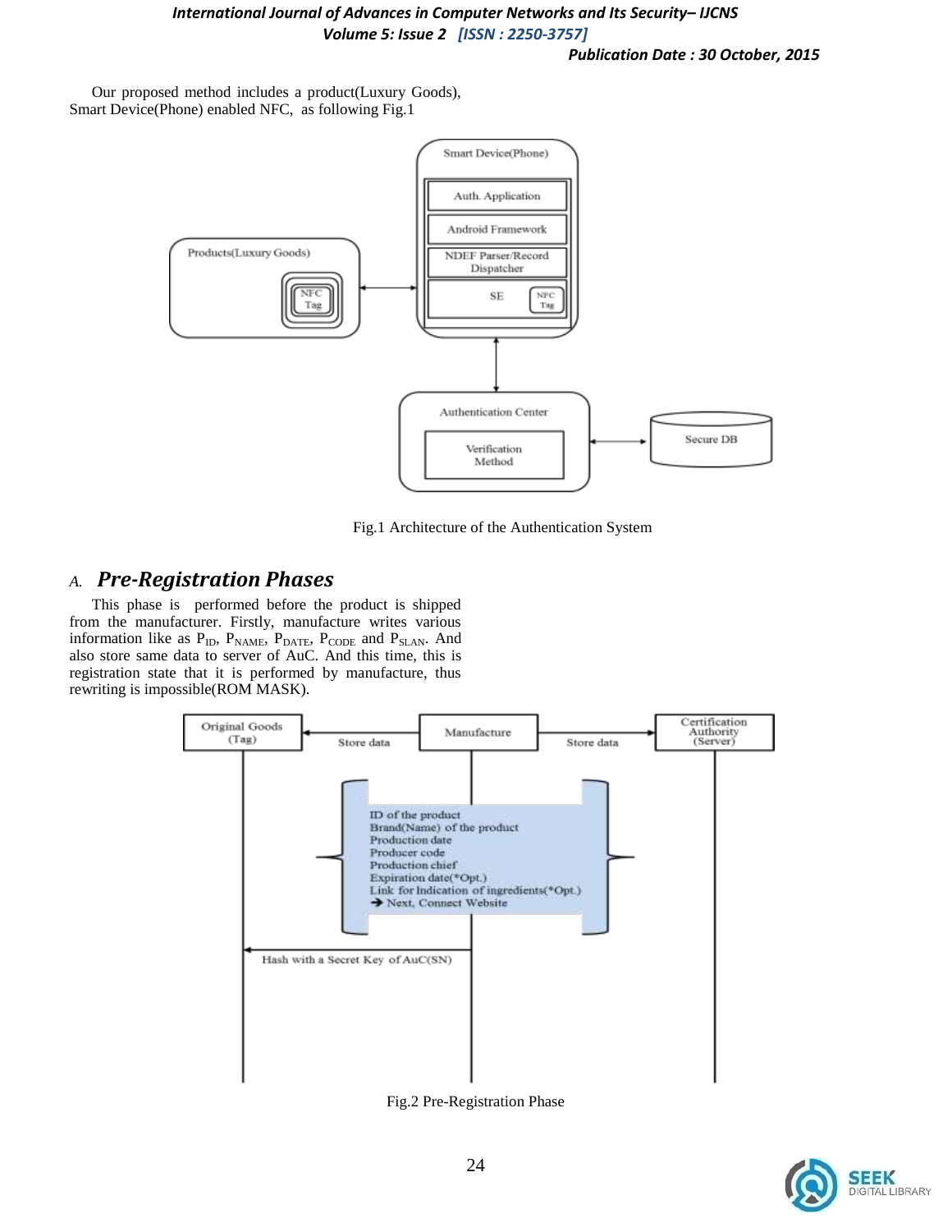Our proposed method includes a product(Luxury Goods), Smart Device(Phone) enabled NFC, as following Fig.1

Fig.1 Architecture of the Authentication System

### *A. Pre-Registration Phases*

This phase is performed before the product is shipped from the manufacturer. Firstly, manufacture writes various information like as $P_{ID}$, $P_{NAME}$, $P_{DATE}$, $P_{CODE}$ and $P_{SLAN}$. And also store same data to server of AuC. And this time, this is registration state that it is performed by manufacture, thus rewriting is impossible(ROM MASK).

Fig.2 Pre-Registration Phase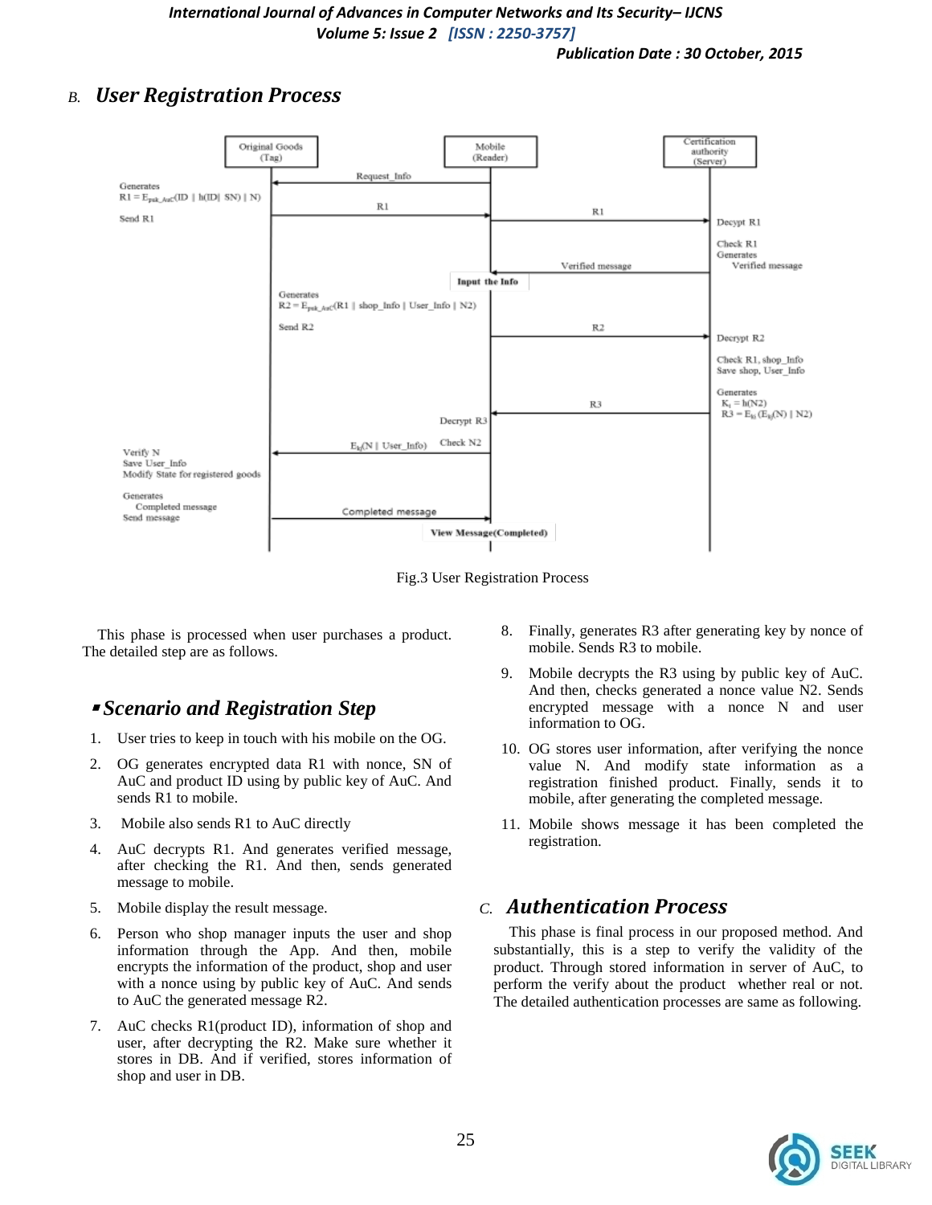## *B. User Registration Process*

Fig.3 User Registration Process

This phase is processed when user purchases a product. The detailed step are as follows.

### *Scenario and Registration Step*

1. User tries to keep in touch with his mobile on the OG.
2. OG generates encrypted data R1 with nonce, SN of AuC and product ID using by public key of AuC. And sends R1 to mobile.
3. Mobile also sends R1 to AuC directly
4. AuC decrypts R1. And generates verified message, after checking the R1. And then, sends generated message to mobile.
5. Mobile display the result message.
6. Person who shop manager inputs the user and shop information through the App. And then, mobile encrypts the information of the product, shop and user with a nonce using by public key of AuC. And sends to AuC the generated message R2.
7. AuC checks R1(product ID), information of shop and user, after decrypting the R2. Make sure whether it stores in DB. And if verified, stores information of shop and user in DB.
8. Finally, generates R3 after generating key by nonce of mobile. Sends R3 to mobile.
9. Mobile decrypts the R3 using by public key of AuC. And then, checks generated a nonce value N2. Sends encrypted message with a nonce N and user information to OG.
10. OG stores user information, after verifying the nonce value N. And modify state information as a registration finished product. Finally, sends it to mobile, after generating the completed message.
11. Mobile shows message it has been completed the registration.

## *C. Authentication Process*

This phase is final process in our proposed method. And substantially, this is a step to verify the validity of the product. Through stored information in server of AuC, to perform the verify about the product whether real or not. The detailed authentication processes are same as following.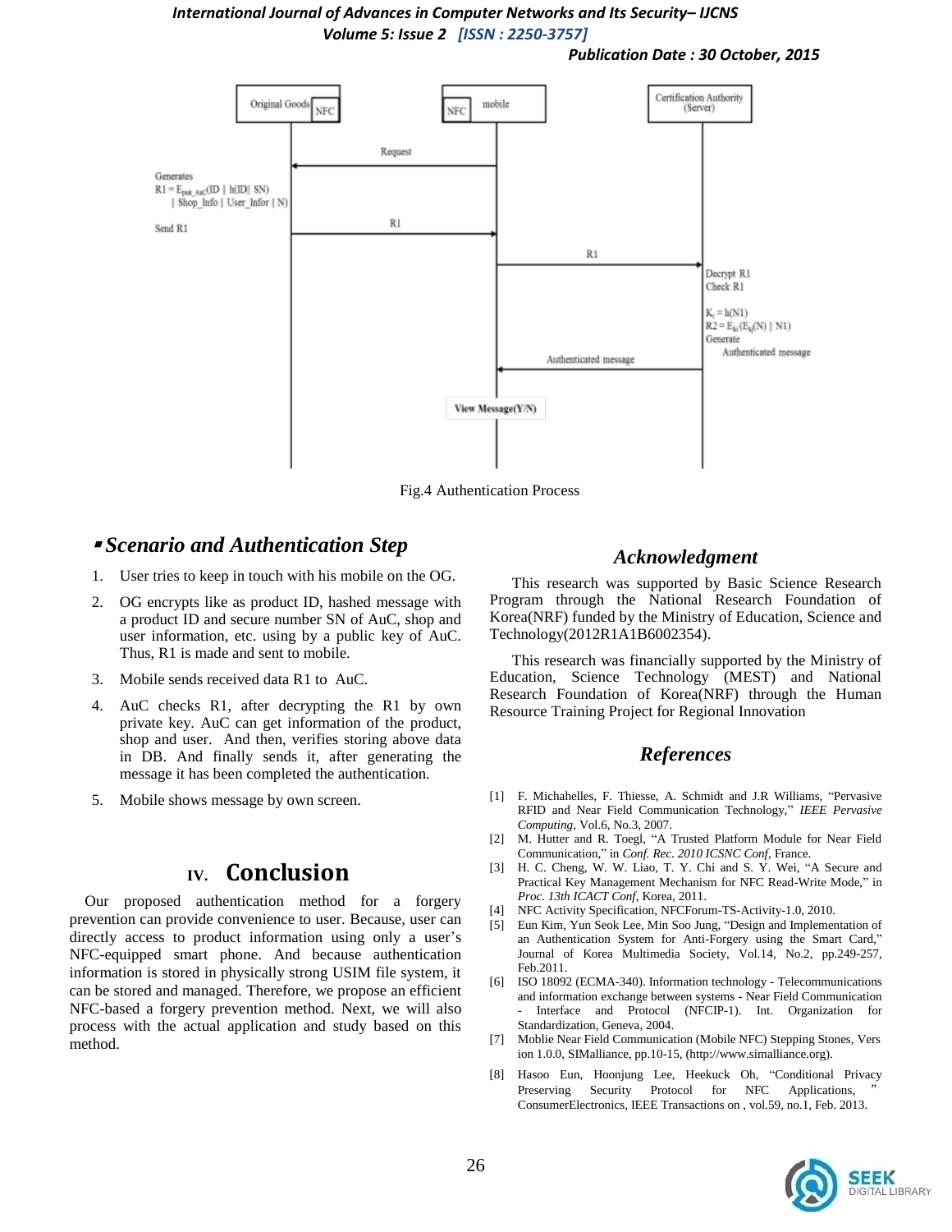Fig.4 Authentication Process

### ▪ *Scenario and Authentication Step*

1. User tries to keep in touch with his mobile on the OG.
2. OG encrypts like as product ID, hashed message with a product ID and secure number SN of AuC, shop and user information, etc. using by a public key of AuC. Thus, R1 is made and sent to mobile.
3. Mobile sends received data R1 to AuC.
4. AuC checks R1, after decrypting the R1 by own private key. AuC can get information of the product, shop and user. And then, verifies storing above data in DB. And finally sends it, after generating the message it has been completed the authentication.
5. Mobile shows message by own screen.

## IV. Conclusion

Our proposed authentication method for a forgery prevention can provide convenience to user. Because, user can directly access to product information using only a user's NFC-equipped smart phone. And because authentication information is stored in physically strong USIM file system, it can be stored and managed. Therefore, we propose an efficient NFC-based a forgery prevention method. Next, we will also process with the actual application and study based on this method.

## *Acknowledgment*

This research was supported by Basic Science Research Program through the National Research Foundation of Korea(NRF) funded by the Ministry of Education, Science and Technology(2012R1A1B6002354).

This research was financially supported by the Ministry of Education, Science Technology (MEST) and National Research Foundation of Korea(NRF) through the Human Resource Training Project for Regional Innovation

## *References*

[1] F. Michahelles, F. Thiesse, A. Schmidt and J.R Williams, "Pervasive RFID and Near Field Communication Technology," *IEEE Pervasive Computing*, Vol.6, No.3, 2007.

[2] M. Hutter and R. Toegl, "A Trusted Platform Module for Near Field Communication," in *Conf. Rec. 2010 ICSNC Conf*, France.

[3] H. C. Cheng, W. W. Liao, T. Y. Chi and S. Y. Wei, "A Secure and Practical Key Management Mechanism for NFC Read-Write Mode," in *Proc. 13th ICACT Conf*, Korea, 2011.

[4] NFC Activity Specification, NFCForum-TS-Activity-1.0, 2010.

[5] Eun Kim, Yun Seok Lee, Min Soo Jung, "Design and Implementation of an Authentication System for Anti-Forgery using the Smart Card," Journal of Korea Multimedia Society, Vol.14, No.2, pp.249-257, Feb.2011.

[6] ISO 18092 (ECMA-340). Information technology - Telecommunications and information exchange between systems - Near Field Communication - Interface and Protocol (NFCIP-1). Int. Organization for Standardization, Geneva, 2004.

[7] Moblie Near Field Communication (Mobile NFC) Stepping Stones, Version 1.0.0, SIMalliance, pp.10-15, (http://www.simalliance.org).

[8] Hasoo Eun, Hoonjung Lee, Heekuck Oh, "Conditional Privacy Preserving Security Protocol for NFC Applications, " ConsumerElectronics, IEEE Transactions on , vol.59, no.1, Feb. 2013.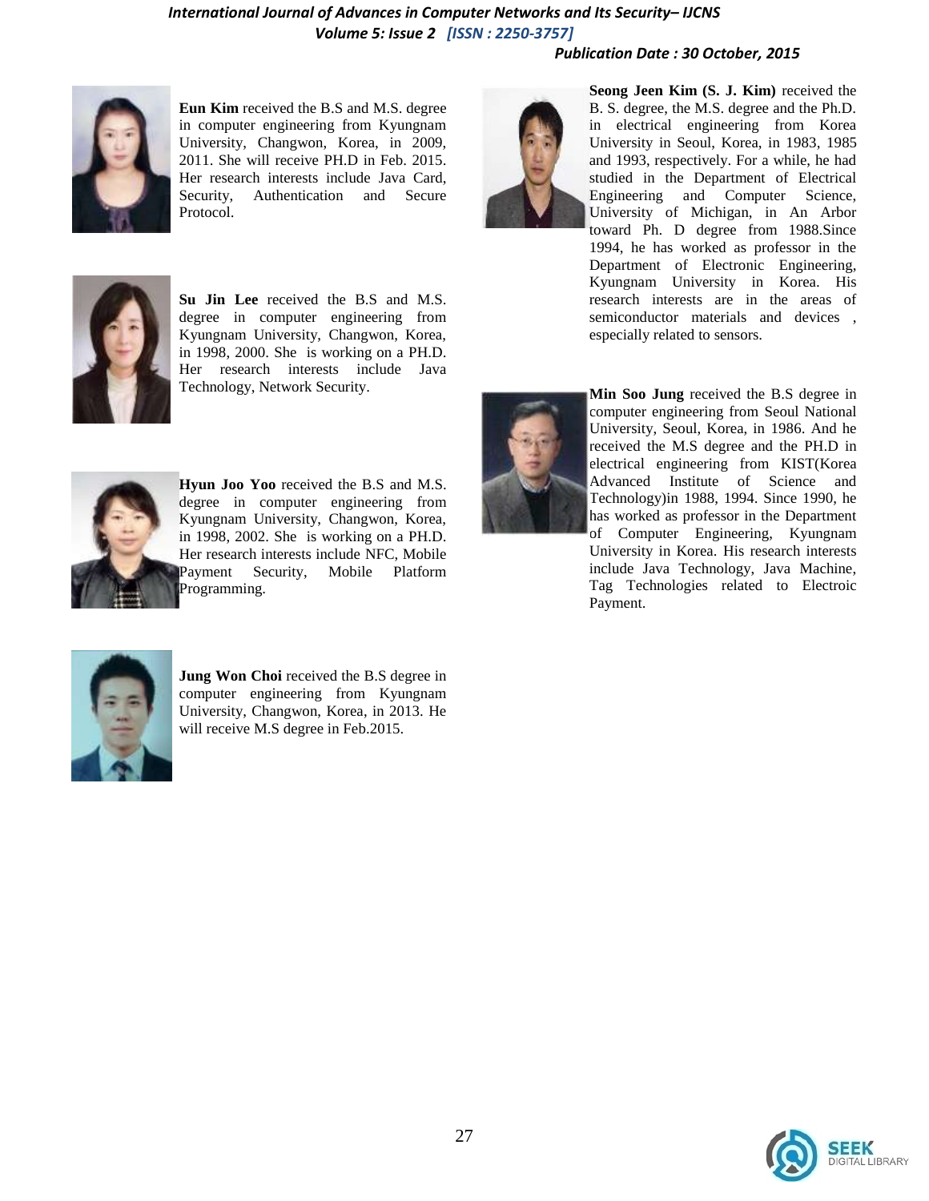**Eun Kim** received the B.S and M.S. degree in computer engineering from Kyungnam University, Changwon, Korea, in 2009, 2011. She will receive PH.D in Feb. 2015. Her research interests include Java Card, Security, Authentication and Secure Protocol.

**Su Jin Lee** received the B.S and M.S. degree in computer engineering from Kyungnam University, Changwon, Korea, in 1998, 2000. She is working on a PH.D. Her research interests include Java Technology, Network Security.

**Hyun Joo Yoo** received the B.S and M.S. degree in computer engineering from Kyungnam University, Changwon, Korea, in 1998, 2002. She is working on a PH.D. Her research interests include NFC, Mobile Payment Security, Mobile Platform Programming.

**Jung Won Choi** received the B.S degree in computer engineering from Kyungnam University, Changwon, Korea, in 2013. He will receive M.S degree in Feb.2015.

**Seong Jeen Kim (S. J. Kim)** received the B. S. degree, the M.S. degree and the Ph.D. in electrical engineering from Korea University in Seoul, Korea, in 1983, 1985 and 1993, respectively. For a while, he had studied in the Department of Electrical Engineering and Computer Science, University of Michigan, in An Arbor toward Ph. D degree from 1988.Since 1994, he has worked as professor in the Department of Electronic Engineering, Kyungnam University in Korea. His research interests are in the areas of semiconductor materials and devices , especially related to sensors.

**Min Soo Jung** received the B.S degree in computer engineering from Seoul National University, Seoul, Korea, in 1986. And he received the M.S degree and the PH.D in electrical engineering from KIST(Korea Advanced Institute of Science and Technology)in 1988, 1994. Since 1990, he has worked as professor in the Department of Computer Engineering, Kyungnam University in Korea. His research interests include Java Technology, Java Machine, Tag Technologies related to Electroic Payment.